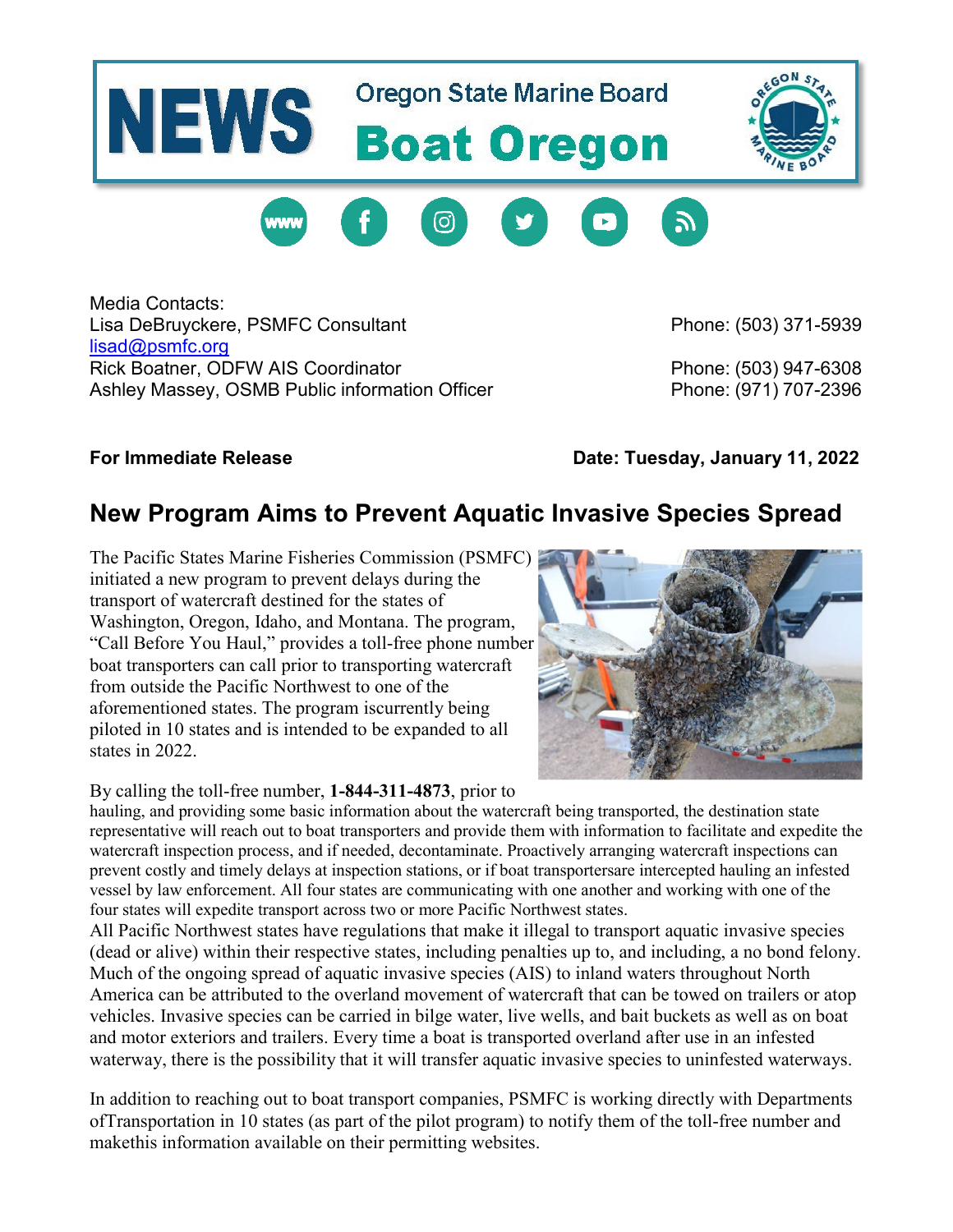NEWS Oregon State Marine Board **Boat Oregon**

Media Contacts:
Lisa DeBruyckere, PSMFC Consultant Phone: (503) 371-5939
lisad@psmfc.org
Rick Boatner, ODFW AIS Coordinator Phone: (503) 947-6308
Ashley Massey, OSMB Public information Officer Phone: (971) 707-2396

**For Immediate Release** **Date: Tuesday, January 11, 2022**

## New Program Aims to Prevent Aquatic Invasive Species Spread

The Pacific States Marine Fisheries Commission (PSMFC) initiated a new program to prevent delays during the transport of watercraft destined for the states of Washington, Oregon, Idaho, and Montana. The program, "Call Before You Haul," provides a toll-free phone number boat transporters can call prior to transporting watercraft from outside the Pacific Northwest to one of the aforementioned states. The program iscurrently being piloted in 10 states and is intended to be expanded to all states in 2022.

By calling the toll-free number, **1-844-311-4873**, prior to hauling, and providing some basic information about the watercraft being transported, the destination state representative will reach out to boat transporters and provide them with information to facilitate and expedite the watercraft inspection process, and if needed, decontaminate. Proactively arranging watercraft inspections can prevent costly and timely delays at inspection stations, or if boat transportersare intercepted hauling an infested vessel by law enforcement. All four states are communicating with one another and working with one of the four states will expedite transport across two or more Pacific Northwest states.

All Pacific Northwest states have regulations that make it illegal to transport aquatic invasive species (dead or alive) within their respective states, including penalties up to, and including, a no bond felony. Much of the ongoing spread of aquatic invasive species (AIS) to inland waters throughout North America can be attributed to the overland movement of watercraft that can be towed on trailers or atop vehicles. Invasive species can be carried in bilge water, live wells, and bait buckets as well as on boat and motor exteriors and trailers. Every time a boat is transported overland after use in an infested waterway, there is the possibility that it will transfer aquatic invasive species to uninfested waterways.

In addition to reaching out to boat transport companies, PSMFC is working directly with Departments ofTransportation in 10 states (as part of the pilot program) to notify them of the toll-free number and makethis information available on their permitting websites.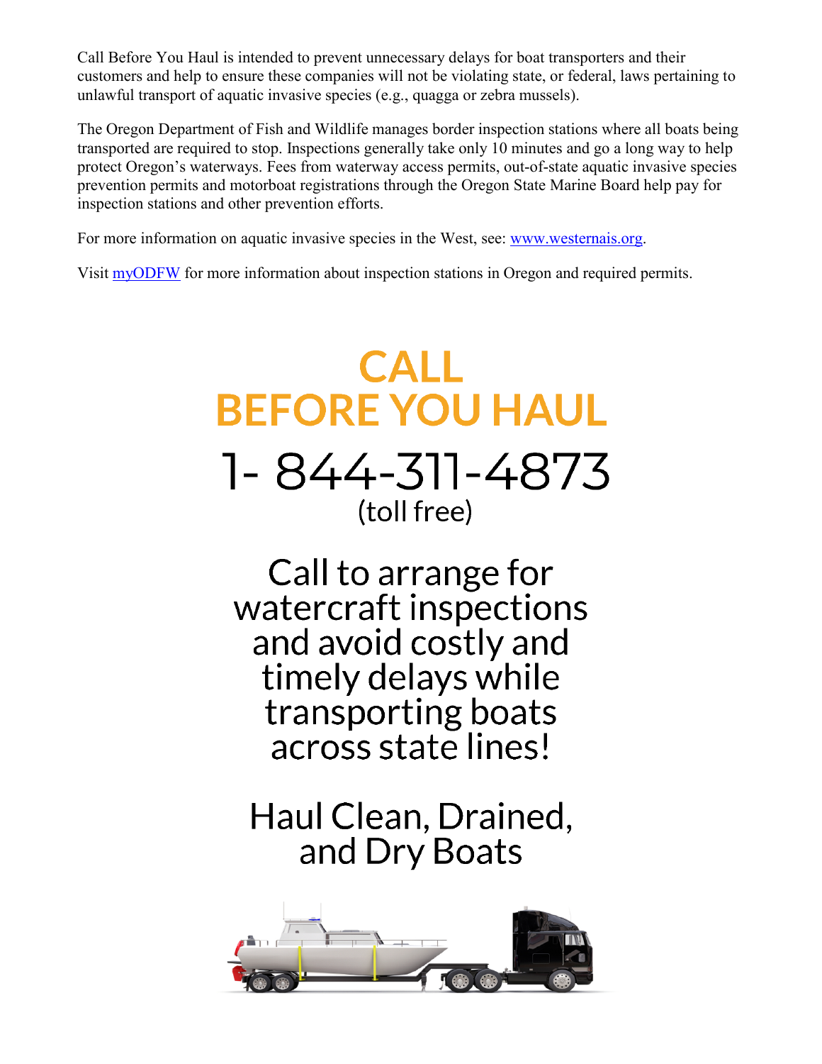Call Before You Haul is intended to prevent unnecessary delays for boat transporters and their customers and help to ensure these companies will not be violating state, or federal, laws pertaining to unlawful transport of aquatic invasive species (e.g., quagga or zebra mussels).

The Oregon Department of Fish and Wildlife manages border inspection stations where all boats being transported are required to stop. Inspections generally take only 10 minutes and go a long way to help protect Oregon's waterways. Fees from waterway access permits, out-of-state aquatic invasive species prevention permits and motorboat registrations through the Oregon State Marine Board help pay for inspection stations and other prevention efforts.

For more information on aquatic invasive species in the West, see: [www.westernais.org](http://www.westernais.org).

Visit [myODFW](https://myodfw.com) for more information about inspection stations in Oregon and required permits.

# CALL BEFORE YOU HAUL

## 1- 844-311-4873

(toll free)

## Call to arrange for watercraft inspections and avoid costly and timely delays while transporting boats across state lines!

## Haul Clean, Drained, and Dry Boats